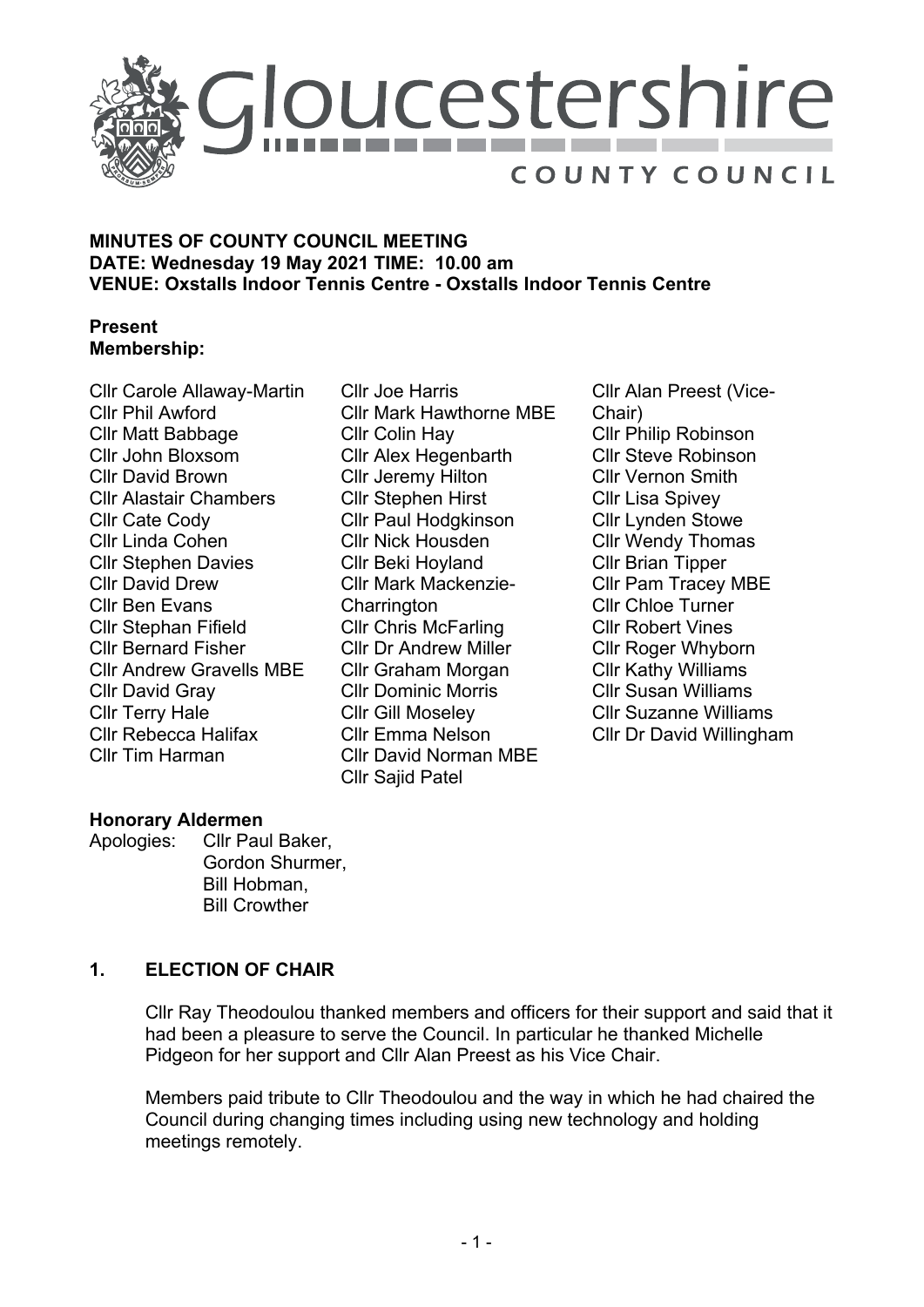# Gloucestershire County Council

**MINUTES OF COUNTY COUNCIL MEETING**
**DATE: Wednesday 19 May 2021 TIME: 10.00 am**
**VENUE: Oxstalls Indoor Tennis Centre - Oxstalls Indoor Tennis Centre**

**Present**
**Membership:**

Cllr Carole Allaway-Martin
Cllr Phil Awford
Cllr Matt Babbage
Cllr John Bloxsom
Cllr David Brown
Cllr Alastair Chambers
Cllr Cate Cody
Cllr Linda Cohen
Cllr Stephen Davies
Cllr David Drew
Cllr Ben Evans
Cllr Stephan Fifield
Cllr Bernard Fisher
Cllr Andrew Gravells MBE
Cllr David Gray
Cllr Terry Hale
Cllr Rebecca Halifax
Cllr Tim Harman
Cllr Joe Harris
Cllr Mark Hawthorne MBE
Cllr Colin Hay
Cllr Alex Hegenbarth
Cllr Jeremy Hilton
Cllr Stephen Hirst
Cllr Paul Hodgkinson
Cllr Nick Housden
Cllr Beki Hoyland
Cllr Mark Mackenzie-Charrington
Cllr Chris McFarling
Cllr Dr Andrew Miller
Cllr Graham Morgan
Cllr Dominic Morris
Cllr Gill Moseley
Cllr Emma Nelson
Cllr David Norman MBE
Cllr Sajid Patel
Cllr Alan Preest (Vice-Chair)
Cllr Philip Robinson
Cllr Steve Robinson
Cllr Vernon Smith
Cllr Lisa Spivey
Cllr Lynden Stowe
Cllr Wendy Thomas
Cllr Brian Tipper
Cllr Pam Tracey MBE
Cllr Chloe Turner
Cllr Robert Vines
Cllr Roger Whyborn
Cllr Kathy Williams
Cllr Susan Williams
Cllr Suzanne Williams
Cllr Dr David Willingham

**Honorary Aldermen**
Apologies: Cllr Paul Baker,
Gordon Shurmer,
Bill Hobman,
Bill Crowther

## 1. ELECTION OF CHAIR

Cllr Ray Theodoulou thanked members and officers for their support and said that it had been a pleasure to serve the Council. In particular he thanked Michelle Pidgeon for her support and Cllr Alan Preest as his Vice Chair.

Members paid tribute to Cllr Theodoulou and the way in which he had chaired the Council during changing times including using new technology and holding meetings remotely.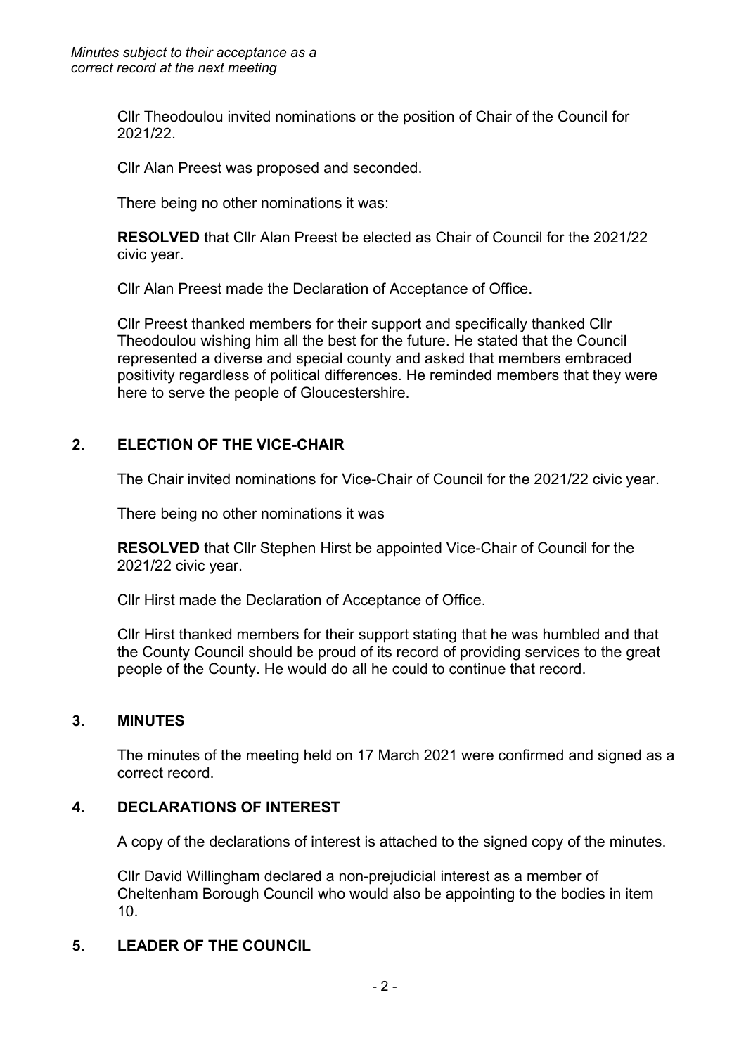*Minutes subject to their acceptance as a correct record at the next meeting*

Cllr Theodoulou invited nominations or the position of Chair of the Council for 2021/22.

Cllr Alan Preest was proposed and seconded.

There being no other nominations it was:

**RESOLVED** that Cllr Alan Preest be elected as Chair of Council for the 2021/22 civic year.

Cllr Alan Preest made the Declaration of Acceptance of Office.

Cllr Preest thanked members for their support and specifically thanked Cllr Theodoulou wishing him all the best for the future. He stated that the Council represented a diverse and special county and asked that members embraced positivity regardless of political differences. He reminded members that they were here to serve the people of Gloucestershire.

## 2. ELECTION OF THE VICE-CHAIR

The Chair invited nominations for Vice-Chair of Council for the 2021/22 civic year.

There being no other nominations it was

**RESOLVED** that Cllr Stephen Hirst be appointed Vice-Chair of Council for the 2021/22 civic year.

Cllr Hirst made the Declaration of Acceptance of Office.

Cllr Hirst thanked members for their support stating that he was humbled and that the County Council should be proud of its record of providing services to the great people of the County. He would do all he could to continue that record.

## 3. MINUTES

The minutes of the meeting held on 17 March 2021 were confirmed and signed as a correct record.

## 4. DECLARATIONS OF INTEREST

A copy of the declarations of interest is attached to the signed copy of the minutes.

Cllr David Willingham declared a non-prejudicial interest as a member of Cheltenham Borough Council who would also be appointing to the bodies in item 10.

## 5. LEADER OF THE COUNCIL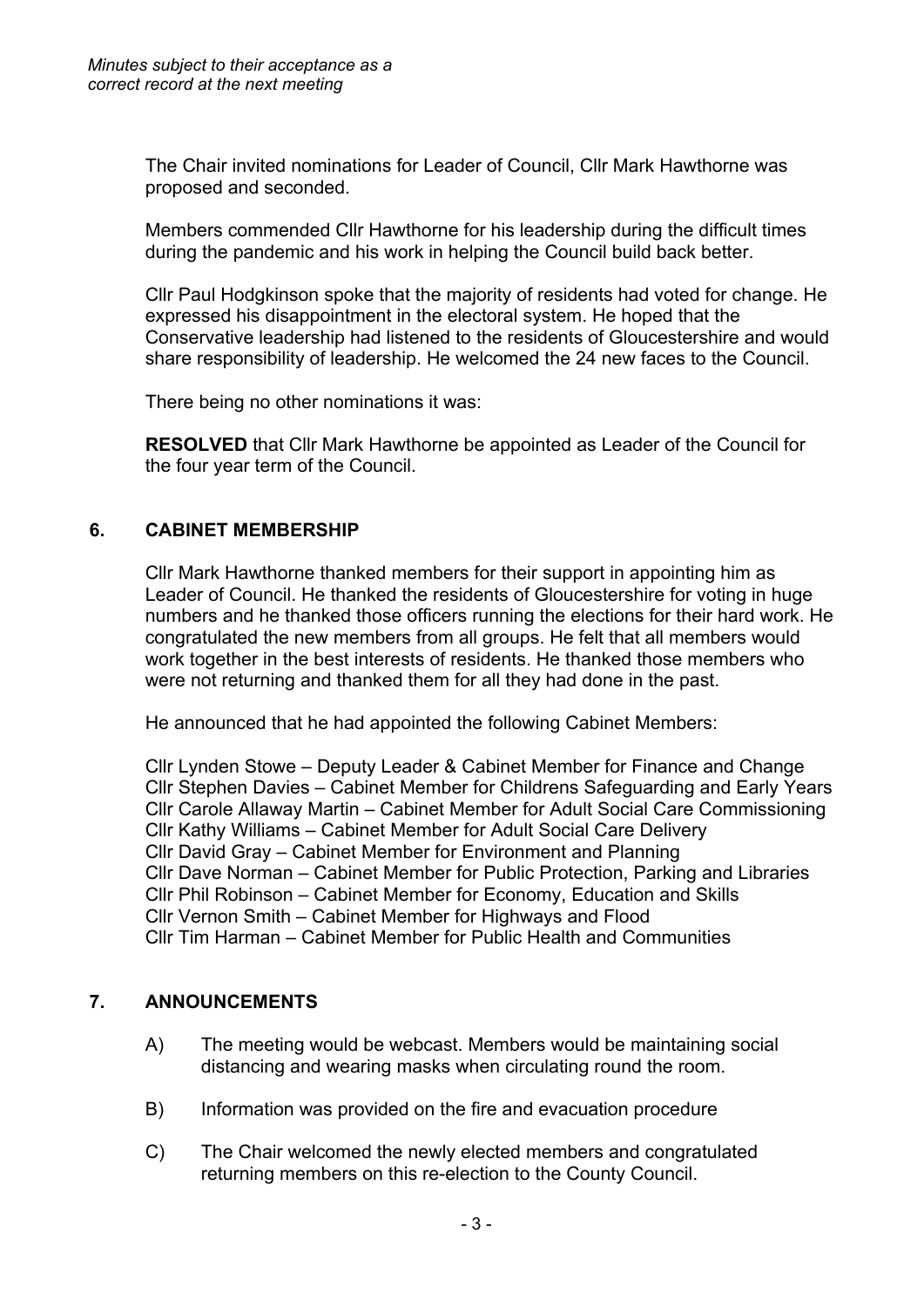*Minutes subject to their acceptance as a correct record at the next meeting*

The Chair invited nominations for Leader of Council, Cllr Mark Hawthorne was proposed and seconded.

Members commended Cllr Hawthorne for his leadership during the difficult times during the pandemic and his work in helping the Council build back better.

Cllr Paul Hodgkinson spoke that the majority of residents had voted for change. He expressed his disappointment in the electoral system. He hoped that the Conservative leadership had listened to the residents of Gloucestershire and would share responsibility of leadership. He welcomed the 24 new faces to the Council.

There being no other nominations it was:

**RESOLVED** that Cllr Mark Hawthorne be appointed as Leader of the Council for the four year term of the Council.

## 6. CABINET MEMBERSHIP

Cllr Mark Hawthorne thanked members for their support in appointing him as Leader of Council. He thanked the residents of Gloucestershire for voting in huge numbers and he thanked those officers running the elections for their hard work. He congratulated the new members from all groups. He felt that all members would work together in the best interests of residents. He thanked those members who were not returning and thanked them for all they had done in the past.

He announced that he had appointed the following Cabinet Members:

Cllr Lynden Stowe – Deputy Leader & Cabinet Member for Finance and Change
Cllr Stephen Davies – Cabinet Member for Childrens Safeguarding and Early Years
Cllr Carole Allaway Martin – Cabinet Member for Adult Social Care Commissioning
Cllr Kathy Williams – Cabinet Member for Adult Social Care Delivery
Cllr David Gray – Cabinet Member for Environment and Planning
Cllr Dave Norman – Cabinet Member for Public Protection, Parking and Libraries
Cllr Phil Robinson – Cabinet Member for Economy, Education and Skills
Cllr Vernon Smith – Cabinet Member for Highways and Flood
Cllr Tim Harman – Cabinet Member for Public Health and Communities

## 7. ANNOUNCEMENTS

A) The meeting would be webcast. Members would be maintaining social distancing and wearing masks when circulating round the room.

B) Information was provided on the fire and evacuation procedure

C) The Chair welcomed the newly elected members and congratulated returning members on this re-election to the County Council.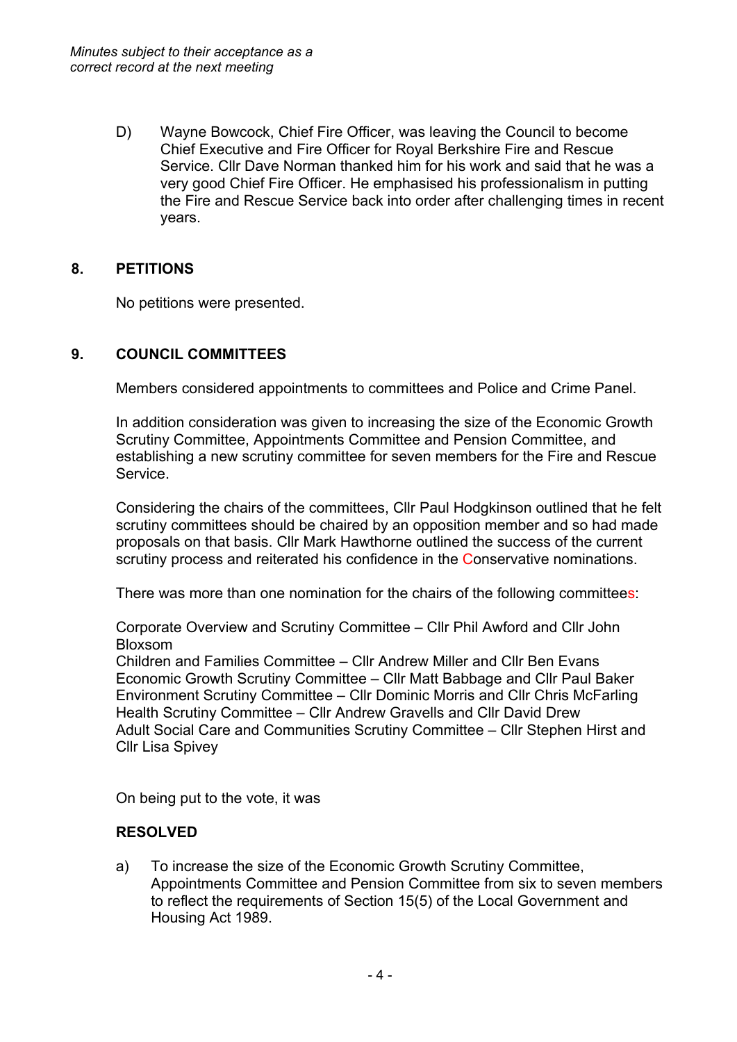*Minutes subject to their acceptance as a correct record at the next meeting*

D) Wayne Bowcock, Chief Fire Officer, was leaving the Council to become Chief Executive and Fire Officer for Royal Berkshire Fire and Rescue Service. Cllr Dave Norman thanked him for his work and said that he was a very good Chief Fire Officer. He emphasised his professionalism in putting the Fire and Rescue Service back into order after challenging times in recent years.

## 8. PETITIONS

No petitions were presented.

## 9. COUNCIL COMMITTEES

Members considered appointments to committees and Police and Crime Panel.

In addition consideration was given to increasing the size of the Economic Growth Scrutiny Committee, Appointments Committee and Pension Committee, and establishing a new scrutiny committee for seven members for the Fire and Rescue Service.

Considering the chairs of the committees, Cllr Paul Hodgkinson outlined that he felt scrutiny committees should be chaired by an opposition member and so had made proposals on that basis. Cllr Mark Hawthorne outlined the success of the current scrutiny process and reiterated his confidence in the Conservative nominations.

There was more than one nomination for the chairs of the following committees:

Corporate Overview and Scrutiny Committee – Cllr Phil Awford and Cllr John Bloxsom
Children and Families Committee – Cllr Andrew Miller and Cllr Ben Evans
Economic Growth Scrutiny Committee – Cllr Matt Babbage and Cllr Paul Baker
Environment Scrutiny Committee – Cllr Dominic Morris and Cllr Chris McFarling
Health Scrutiny Committee – Cllr Andrew Gravells and Cllr David Drew
Adult Social Care and Communities Scrutiny Committee – Cllr Stephen Hirst and Cllr Lisa Spivey

On being put to the vote, it was

**RESOLVED**

a) To increase the size of the Economic Growth Scrutiny Committee, Appointments Committee and Pension Committee from six to seven members to reflect the requirements of Section 15(5) of the Local Government and Housing Act 1989.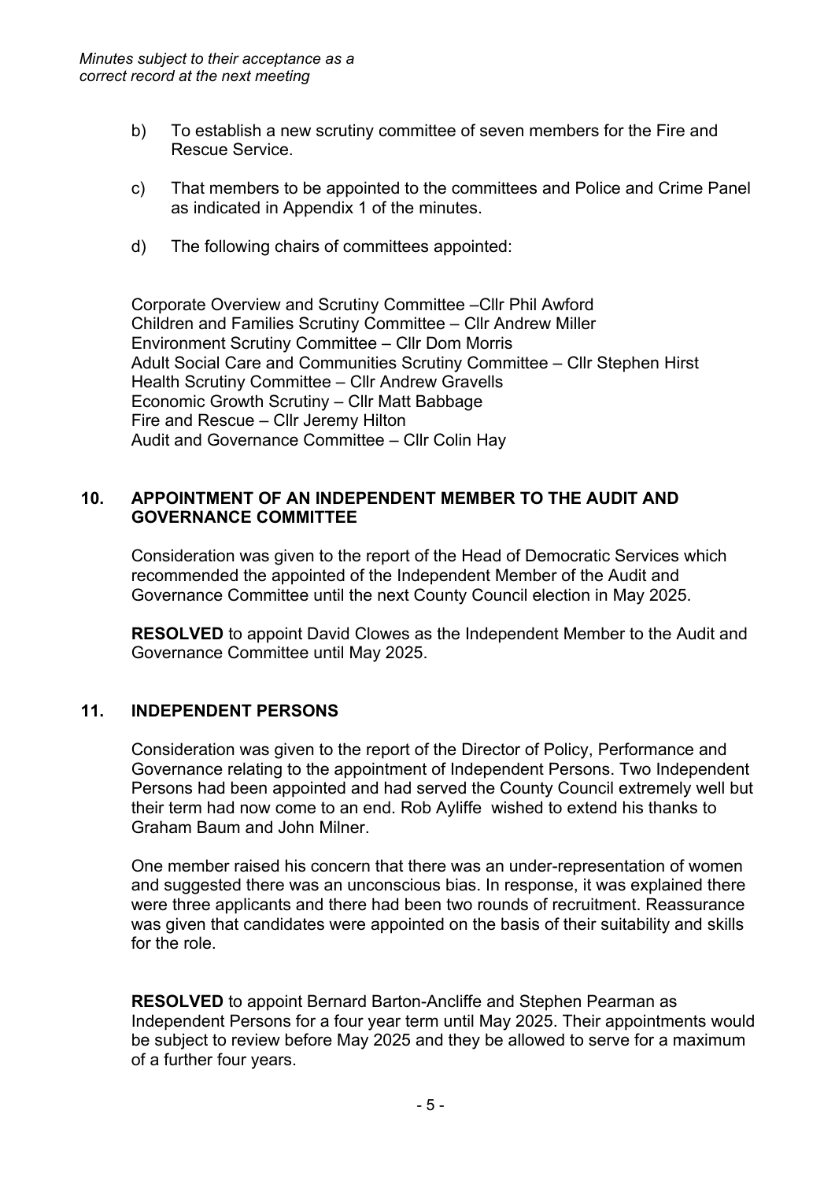*Minutes subject to their acceptance as a correct record at the next meeting*

b) To establish a new scrutiny committee of seven members for the Fire and Rescue Service.

c) That members to be appointed to the committees and Police and Crime Panel as indicated in Appendix 1 of the minutes.

d) The following chairs of committees appointed:

Corporate Overview and Scrutiny Committee –Cllr Phil Awford
Children and Families Scrutiny Committee – Cllr Andrew Miller
Environment Scrutiny Committee – Cllr Dom Morris
Adult Social Care and Communities Scrutiny Committee – Cllr Stephen Hirst
Health Scrutiny Committee – Cllr Andrew Gravells
Economic Growth Scrutiny – Cllr Matt Babbage
Fire and Rescue – Cllr Jeremy Hilton
Audit and Governance Committee – Cllr Colin Hay

## 10. APPOINTMENT OF AN INDEPENDENT MEMBER TO THE AUDIT AND GOVERNANCE COMMITTEE

Consideration was given to the report of the Head of Democratic Services which recommended the appointed of the Independent Member of the Audit and Governance Committee until the next County Council election in May 2025.

**RESOLVED** to appoint David Clowes as the Independent Member to the Audit and Governance Committee until May 2025.

## 11. INDEPENDENT PERSONS

Consideration was given to the report of the Director of Policy, Performance and Governance relating to the appointment of Independent Persons. Two Independent Persons had been appointed and had served the County Council extremely well but their term had now come to an end. Rob Ayliffe wished to extend his thanks to Graham Baum and John Milner.

One member raised his concern that there was an under-representation of women and suggested there was an unconscious bias. In response, it was explained there were three applicants and there had been two rounds of recruitment. Reassurance was given that candidates were appointed on the basis of their suitability and skills for the role.

**RESOLVED** to appoint Bernard Barton-Ancliffe and Stephen Pearman as Independent Persons for a four year term until May 2025. Their appointments would be subject to review before May 2025 and they be allowed to serve for a maximum of a further four years.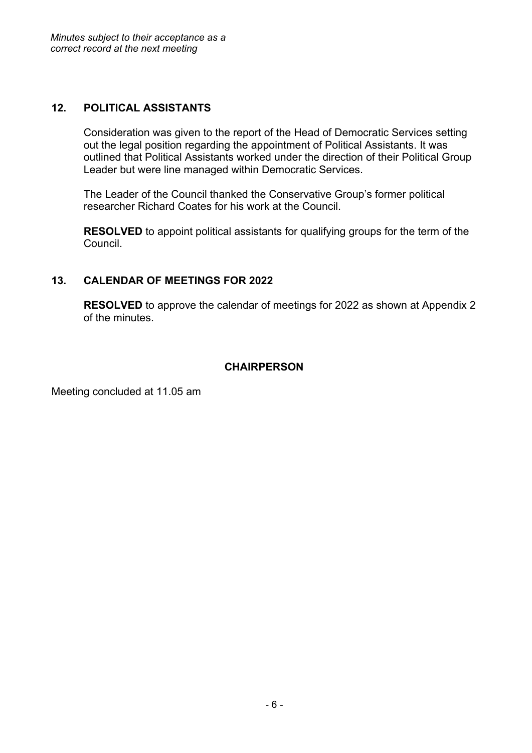*Minutes subject to their acceptance as a correct record at the next meeting*

## 12. POLITICAL ASSISTANTS

Consideration was given to the report of the Head of Democratic Services setting out the legal position regarding the appointment of Political Assistants. It was outlined that Political Assistants worked under the direction of their Political Group Leader but were line managed within Democratic Services.

The Leader of the Council thanked the Conservative Group's former political researcher Richard Coates for his work at the Council.

**RESOLVED** to appoint political assistants for qualifying groups for the term of the Council.

## 13. CALENDAR OF MEETINGS FOR 2022

**RESOLVED** to approve the calendar of meetings for 2022 as shown at Appendix 2 of the minutes.

**CHAIRPERSON**

Meeting concluded at 11.05 am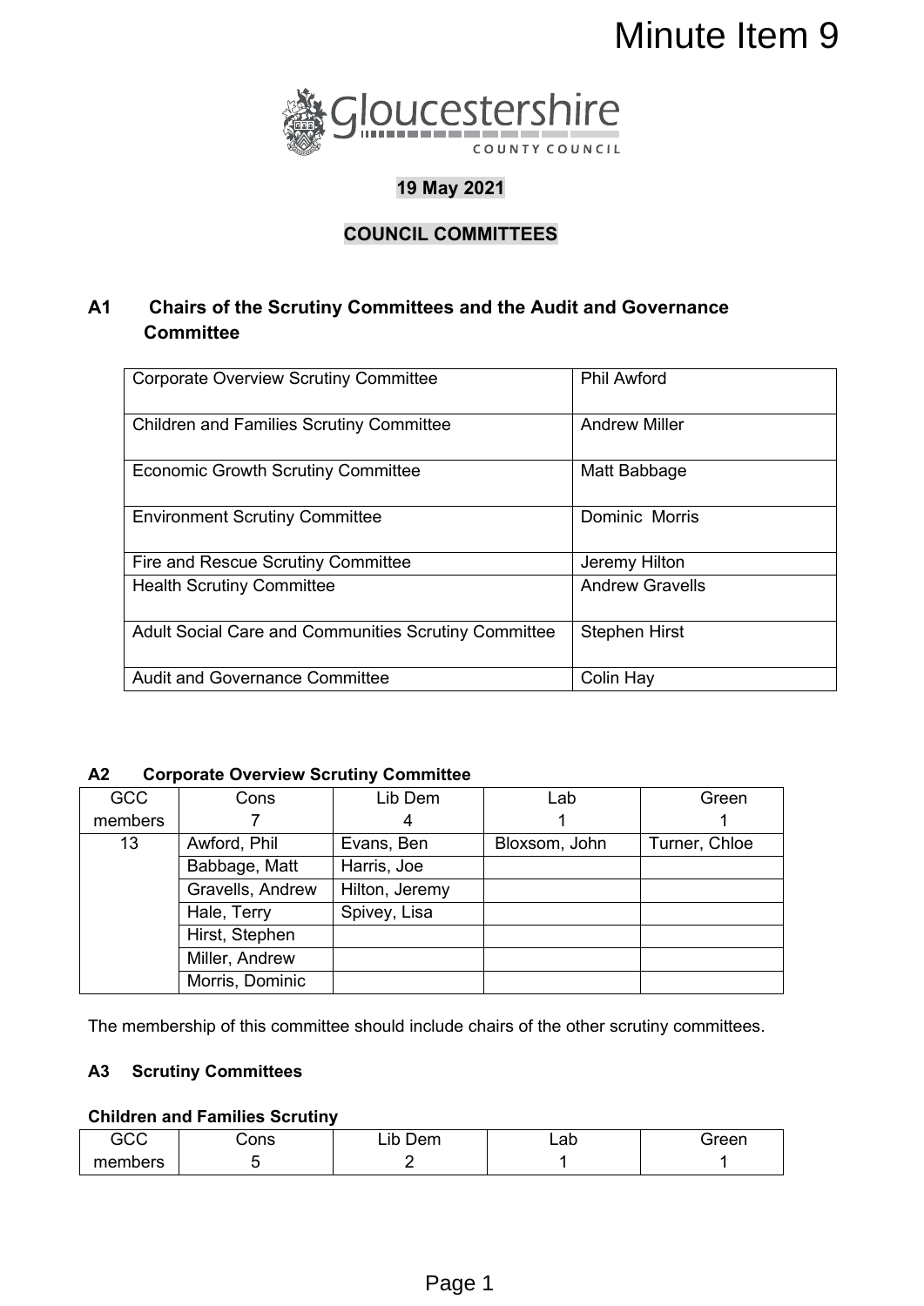Minute Item 9

Gloucestershire County Council

**19 May 2021**

**COUNCIL COMMITTEES**

## A1 Chairs of the Scrutiny Committees and the Audit and Governance Committee

| | |
|---|---|
| Corporate Overview Scrutiny Committee | Phil Awford |
| Children and Families Scrutiny Committee | Andrew Miller |
| Economic Growth Scrutiny Committee | Matt Babbage |
| Environment Scrutiny Committee | Dominic Morris |
| Fire and Rescue Scrutiny Committee | Jeremy Hilton |
| Health Scrutiny Committee | Andrew Gravells |
| Adult Social Care and Communities Scrutiny Committee | Stephen Hirst |
| Audit and Governance Committee | Colin Hay |

## A2 Corporate Overview Scrutiny Committee

| GCC members | Cons 7 | Lib Dem 4 | Lab 1 | Green 1 |
|---|---|---|---|---|
| 13 | Awford, Phil | Evans, Ben | Bloxsom, John | Turner, Chloe |
| | Babbage, Matt | Harris, Joe | | |
| | Gravells, Andrew | Hilton, Jeremy | | |
| | Hale, Terry | Spivey, Lisa | | |
| | Hirst, Stephen | | | |
| | Miller, Andrew | | | |
| | Morris, Dominic | | | |

The membership of this committee should include chairs of the other scrutiny committees.

## A3 Scrutiny Committees

**Children and Families Scrutiny**

| GCC members | Cons 5 | Lib Dem 2 | Lab 1 | Green 1 |
|---|---|---|---|---|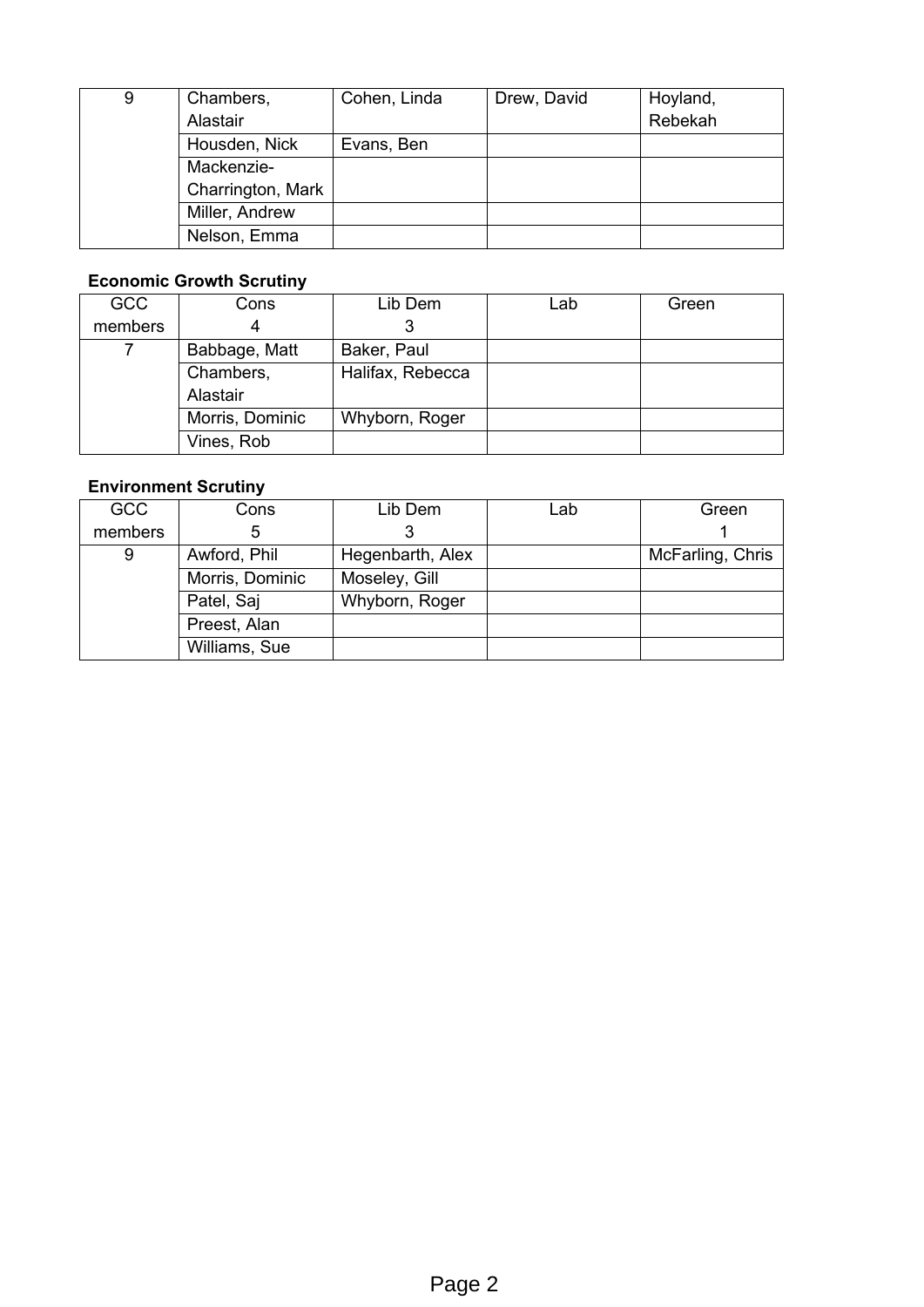| | | | | |
|---|---|---|---|---|
| 9 | Chambers, Alastair | Cohen, Linda | Drew, David | Hoyland, Rebekah |
| | Housden, Nick | Evans, Ben | | |
| | Mackenzie-Charrington, Mark | | | |
| | Miller, Andrew | | | |
| | Nelson, Emma | | | |

**Economic Growth Scrutiny**

| GCC members | Cons 4 | Lib Dem 3 | Lab | Green |
|---|---|---|---|---|
| 7 | Babbage, Matt | Baker, Paul | | |
| | Chambers, Alastair | Halifax, Rebecca | | |
| | Morris, Dominic | Whyborn, Roger | | |
| | Vines, Rob | | | |

**Environment Scrutiny**

| GCC members | Cons 5 | Lib Dem 3 | Lab | Green 1 |
|---|---|---|---|---|
| 9 | Awford, Phil | Hegenbarth, Alex | | McFarling, Chris |
| | Morris, Dominic | Moseley, Gill | | |
| | Patel, Saj | Whyborn, Roger | | |
| | Preest, Alan | | | |
| | Williams, Sue | | | |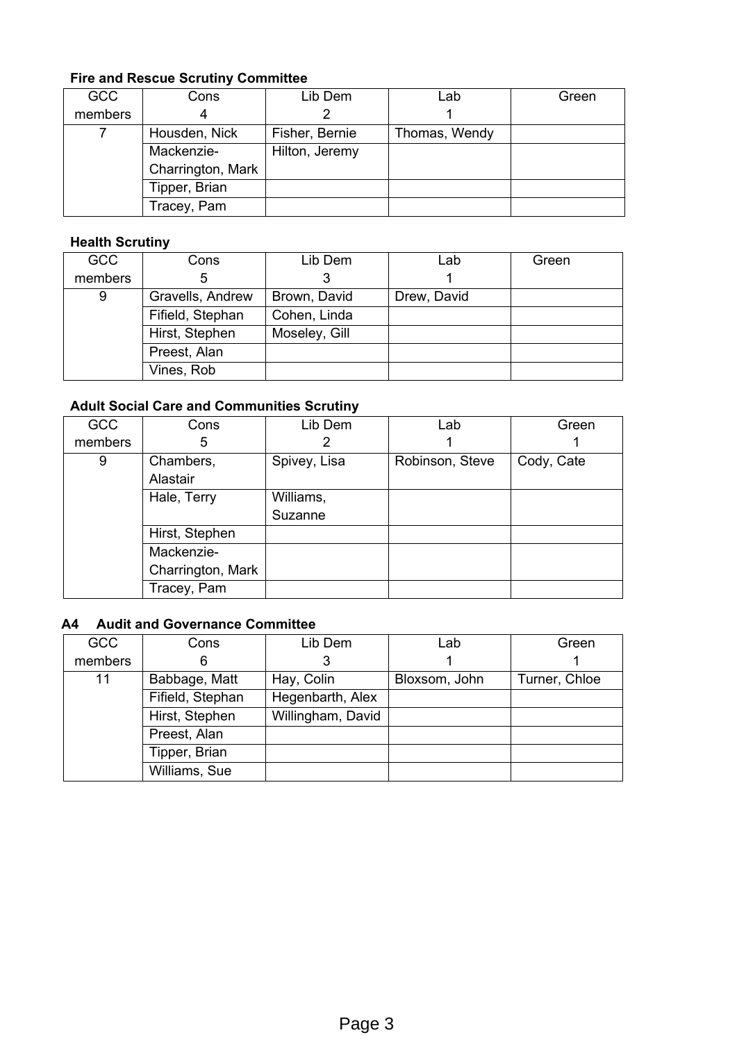**Fire and Rescue Scrutiny Committee**

| GCC members | Cons 4 | Lib Dem 2 | Lab 1 | Green |
|---|---|---|---|---|
| 7 | Housden, Nick | Fisher, Bernie | Thomas, Wendy | |
| | Mackenzie-Charrington, Mark | Hilton, Jeremy | | |
| | Tipper, Brian | | | |
| | Tracey, Pam | | | |

**Health Scrutiny**

| GCC members | Cons 5 | Lib Dem 3 | Lab 1 | Green |
|---|---|---|---|---|
| 9 | Gravells, Andrew | Brown, David | Drew, David | |
| | Fifield, Stephan | Cohen, Linda | | |
| | Hirst, Stephen | Moseley, Gill | | |
| | Preest, Alan | | | |
| | Vines, Rob | | | |

**Adult Social Care and Communities Scrutiny**

| GCC members | Cons 5 | Lib Dem 2 | Lab 1 | Green 1 |
|---|---|---|---|---|
| 9 | Chambers, Alastair | Spivey, Lisa | Robinson, Steve | Cody, Cate |
| | Hale, Terry | Williams, Suzanne | | |
| | Hirst, Stephen | | | |
| | Mackenzie-Charrington, Mark | | | |
| | Tracey, Pam | | | |

**A4 Audit and Governance Committee**

| GCC members | Cons 6 | Lib Dem 3 | Lab 1 | Green 1 |
|---|---|---|---|---|
| 11 | Babbage, Matt | Hay, Colin | Bloxsom, John | Turner, Chloe |
| | Fifield, Stephan | Hegenbarth, Alex | | |
| | Hirst, Stephen | Willingham, David | | |
| | Preest, Alan | | | |
| | Tipper, Brian | | | |
| | Williams, Sue | | | |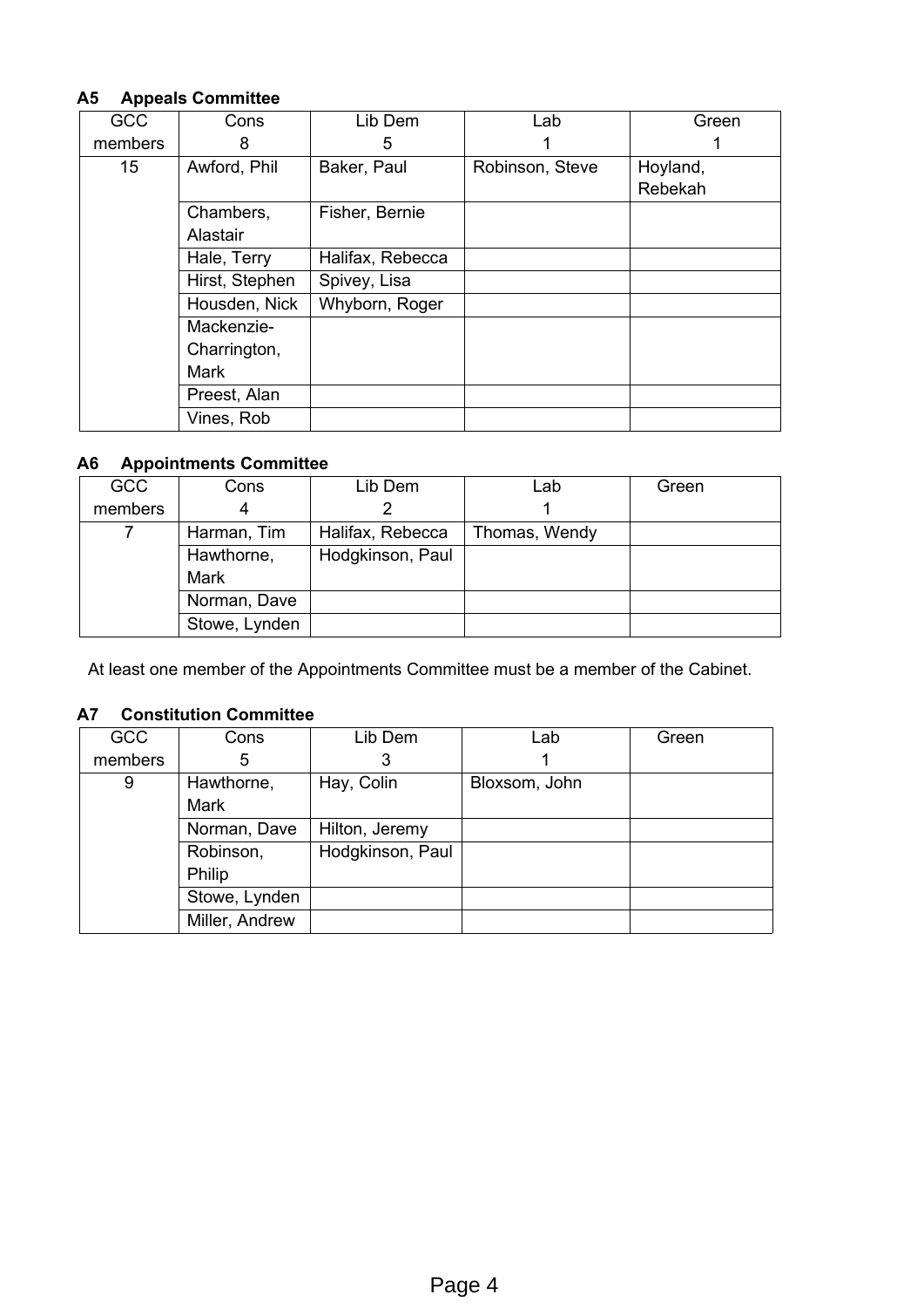### A5 Appeals Committee

| GCC members | Cons 8 | Lib Dem 5 | Lab 1 | Green 1 |
|---|---|---|---|---|
| 15 | Awford, Phil | Baker, Paul | Robinson, Steve | Hoyland, Rebekah |
| | Chambers, Alastair | Fisher, Bernie | | |
| | Hale, Terry | Halifax, Rebecca | | |
| | Hirst, Stephen | Spivey, Lisa | | |
| | Housden, Nick | Whyborn, Roger | | |
| | Mackenzie-Charrington, Mark | | | |
| | Preest, Alan | | | |
| | Vines, Rob | | | |

### A6 Appointments Committee

| GCC members | Cons 4 | Lib Dem 2 | Lab 1 | Green |
|---|---|---|---|---|
| 7 | Harman, Tim | Halifax, Rebecca | Thomas, Wendy | |
| | Hawthorne, Mark | Hodgkinson, Paul | | |
| | Norman, Dave | | | |
| | Stowe, Lynden | | | |

At least one member of the Appointments Committee must be a member of the Cabinet.

### A7 Constitution Committee

| GCC members | Cons 5 | Lib Dem 3 | Lab 1 | Green |
|---|---|---|---|---|
| 9 | Hawthorne, Mark | Hay, Colin | Bloxsom, John | |
| | Norman, Dave | Hilton, Jeremy | | |
| | Robinson, Philip | Hodgkinson, Paul | | |
| | Stowe, Lynden | | | |
| | Miller, Andrew | | | |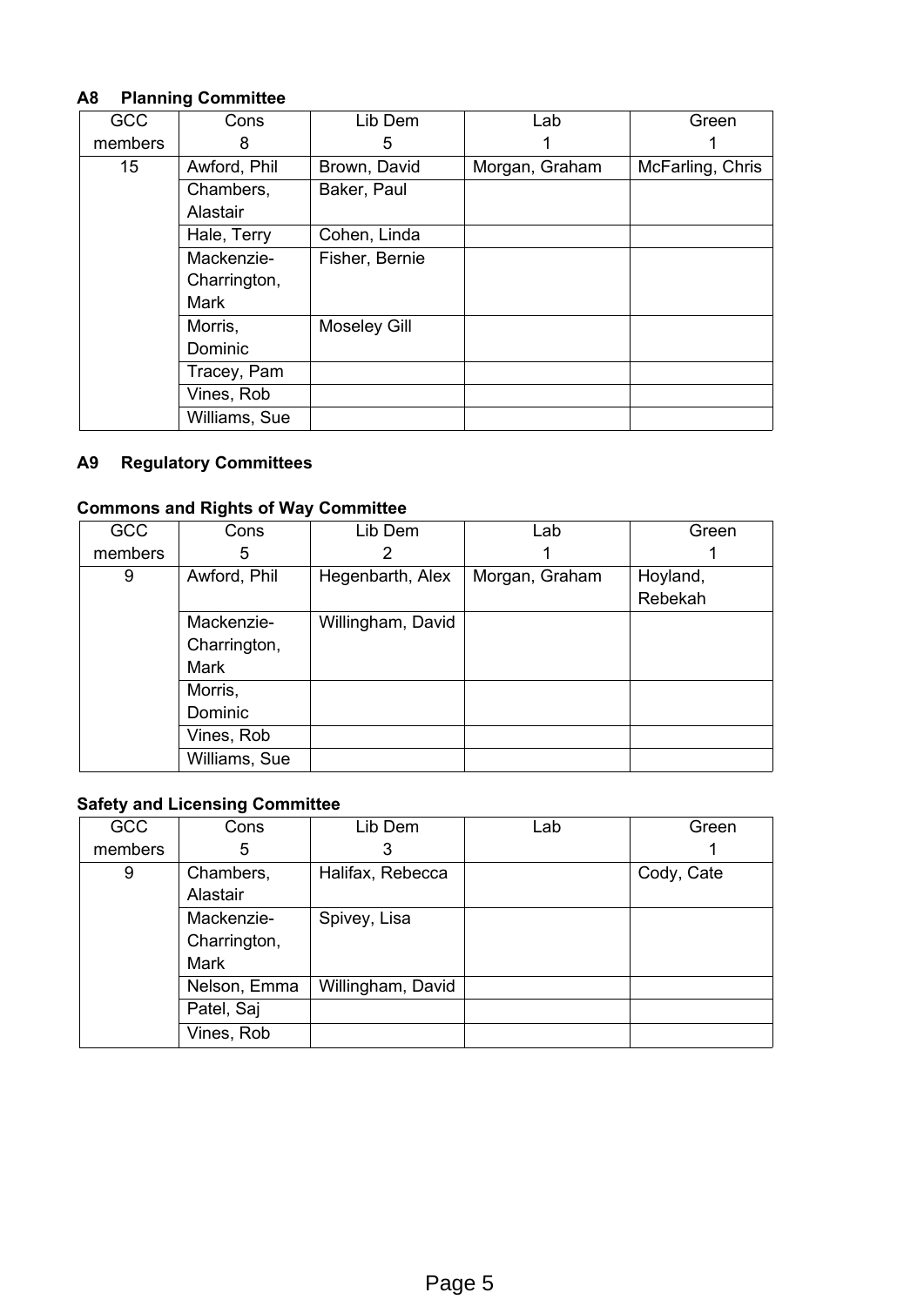### A8 Planning Committee

| GCC members | Cons 8 | Lib Dem 5 | Lab 1 | Green 1 |
|---|---|---|---|---|
| 15 | Awford, Phil | Brown, David | Morgan, Graham | McFarling, Chris |
| | Chambers, Alastair | Baker, Paul | | |
| | Hale, Terry | Cohen, Linda | | |
| | Mackenzie-Charrington, Mark | Fisher, Bernie | | |
| | Morris, Dominic | Moseley Gill | | |
| | Tracey, Pam | | | |
| | Vines, Rob | | | |
| | Williams, Sue | | | |

### A9 Regulatory Committees

**Commons and Rights of Way Committee**

| GCC members | Cons 5 | Lib Dem 2 | Lab 1 | Green 1 |
|---|---|---|---|---|
| 9 | Awford, Phil | Hegenbarth, Alex | Morgan, Graham | Hoyland, Rebekah |
| | Mackenzie-Charrington, Mark | Willingham, David | | |
| | Morris, Dominic | | | |
| | Vines, Rob | | | |
| | Williams, Sue | | | |

**Safety and Licensing Committee**

| GCC members | Cons 5 | Lib Dem 3 | Lab | Green 1 |
|---|---|---|---|---|
| 9 | Chambers, Alastair | Halifax, Rebecca | | Cody, Cate |
| | Mackenzie-Charrington, Mark | Spivey, Lisa | | |
| | Nelson, Emma | Willingham, David | | |
| | Patel, Saj | | | |
| | Vines, Rob | | | |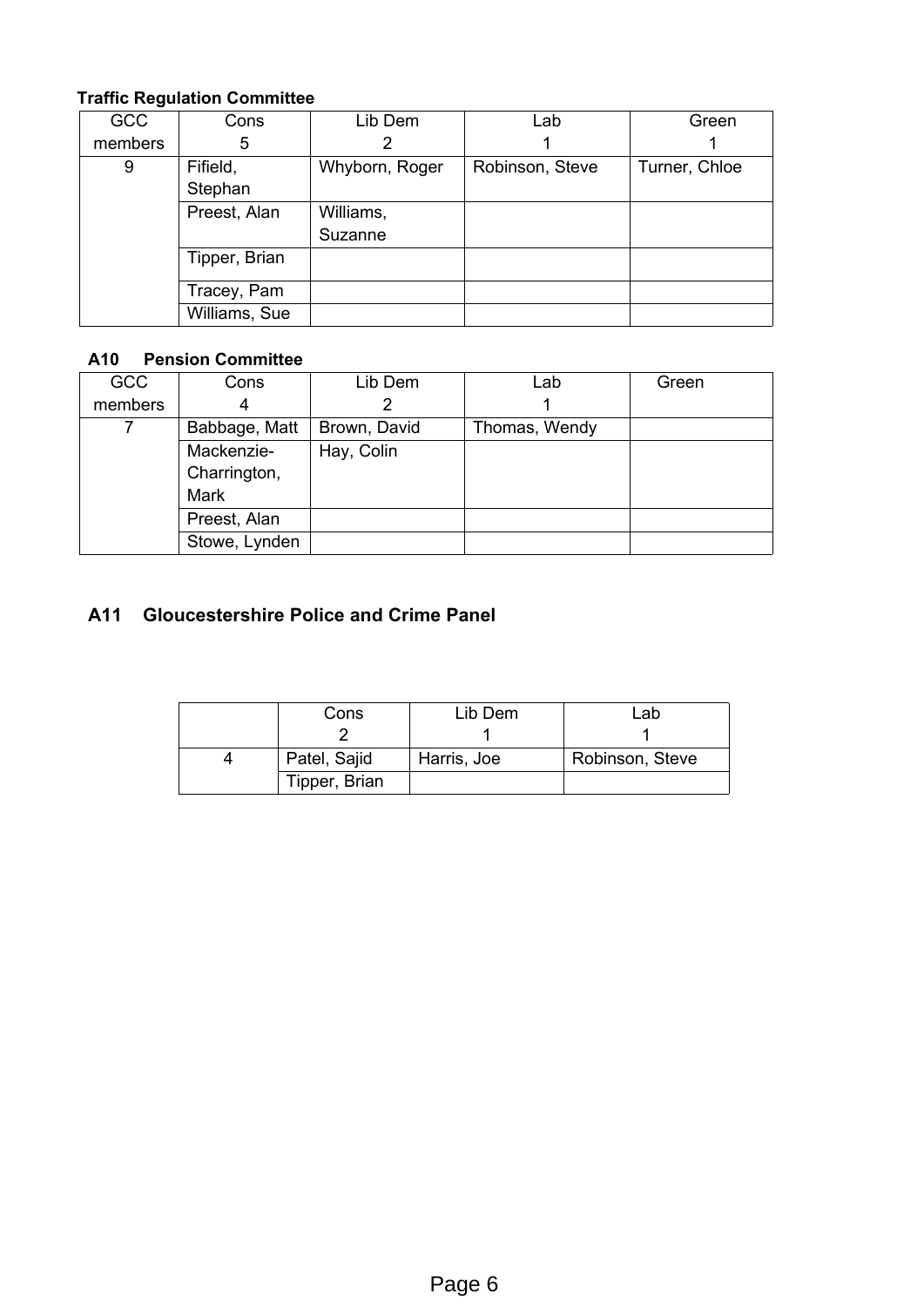**Traffic Regulation Committee**

| GCC members | Cons 5 | Lib Dem 2 | Lab 1 | Green 1 |
|---|---|---|---|---|
| 9 | Fifield, Stephan | Whyborn, Roger | Robinson, Steve | Turner, Chloe |
| | Preest, Alan | Williams, Suzanne | | |
| | Tipper, Brian | | | |
| | Tracey, Pam | | | |
| | Williams, Sue | | | |

**A10 Pension Committee**

| GCC members | Cons 4 | Lib Dem 2 | Lab 1 | Green |
|---|---|---|---|---|
| 7 | Babbage, Matt | Brown, David | Thomas, Wendy | |
| | Mackenzie-Charrington, Mark | Hay, Colin | | |
| | Preest, Alan | | | |
| | Stowe, Lynden | | | |

## A11 Gloucestershire Police and Crime Panel

| | Cons 2 | Lib Dem 1 | Lab 1 |
|---|---|---|---|
| 4 | Patel, Sajid | Harris, Joe | Robinson, Steve |
| | Tipper, Brian | | |